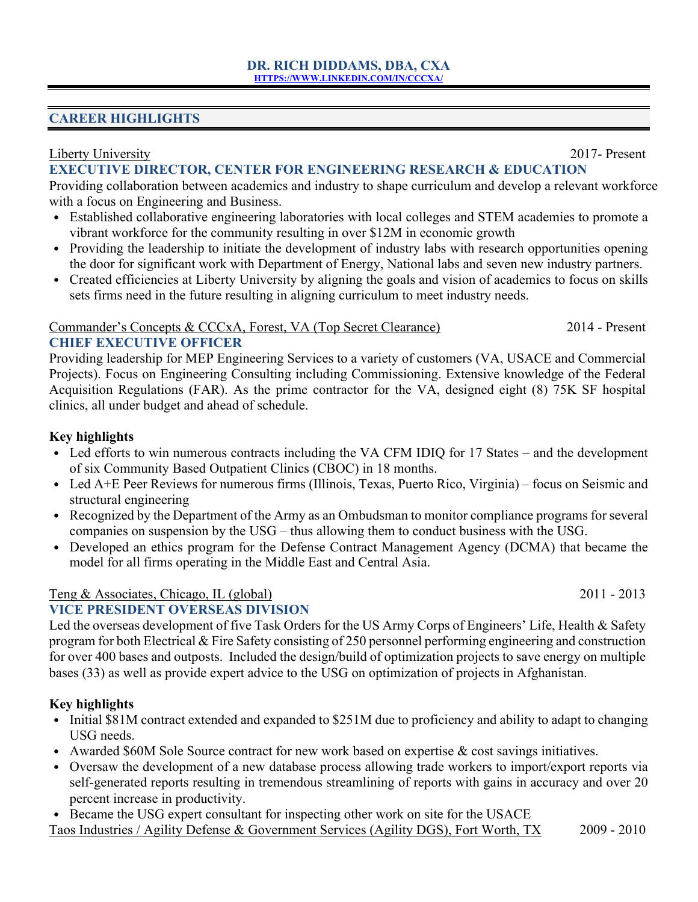# DR. RICH DIDDAMS, DBA, CXA

HTTPS://WWW.LINKEDIN.COM/IN/CCCXA/

## CAREER HIGHLIGHTS

Liberty University 2017- Present

### EXECUTIVE DIRECTOR, CENTER FOR ENGINEERING RESEARCH & EDUCATION

Providing collaboration between academics and industry to shape curriculum and develop a relevant workforce with a focus on Engineering and Business.

- Established collaborative engineering laboratories with local colleges and STEM academies to promote a vibrant workforce for the community resulting in over $12M in economic growth
- Providing the leadership to initiate the development of industry labs with research opportunities opening the door for significant work with Department of Energy, National labs and seven new industry partners.
- Created efficiencies at Liberty University by aligning the goals and vision of academics to focus on skills sets firms need in the future resulting in aligning curriculum to meet industry needs.

Commander's Concepts & CCCxA, Forest, VA (Top Secret Clearance) 2014 - Present

### CHIEF EXECUTIVE OFFICER

Providing leadership for MEP Engineering Services to a variety of customers (VA, USACE and Commercial Projects). Focus on Engineering Consulting including Commissioning. Extensive knowledge of the Federal Acquisition Regulations (FAR). As the prime contractor for the VA, designed eight (8) 75K SF hospital clinics, all under budget and ahead of schedule.

**Key highlights**

- Led efforts to win numerous contracts including the VA CFM IDIQ for 17 States – and the development of six Community Based Outpatient Clinics (CBOC) in 18 months.
- Led A+E Peer Reviews for numerous firms (Illinois, Texas, Puerto Rico, Virginia) – focus on Seismic and structural engineering
- Recognized by the Department of the Army as an Ombudsman to monitor compliance programs for several companies on suspension by the USG – thus allowing them to conduct business with the USG.
- Developed an ethics program for the Defense Contract Management Agency (DCMA) that became the model for all firms operating in the Middle East and Central Asia.

Teng & Associates, Chicago, IL (global) 2011 - 2013

### VICE PRESIDENT OVERSEAS DIVISION

Led the overseas development of five Task Orders for the US Army Corps of Engineers' Life, Health & Safety program for both Electrical & Fire Safety consisting of 250 personnel performing engineering and construction for over 400 bases and outposts. Included the design/build of optimization projects to save energy on multiple bases (33) as well as provide expert advice to the USG on optimization of projects in Afghanistan.

**Key highlights**

- Initial $81M contract extended and expanded to $251M due to proficiency and ability to adapt to changing USG needs.
- Awarded $60M Sole Source contract for new work based on expertise & cost savings initiatives.
- Oversaw the development of a new database process allowing trade workers to import/export reports via self-generated reports resulting in tremendous streamlining of reports with gains in accuracy and over 20 percent increase in productivity.
- Became the USG expert consultant for inspecting other work on site for the USACE

Taos Industries / Agility Defense & Government Services (Agility DGS), Fort Worth, TX 2009 - 2010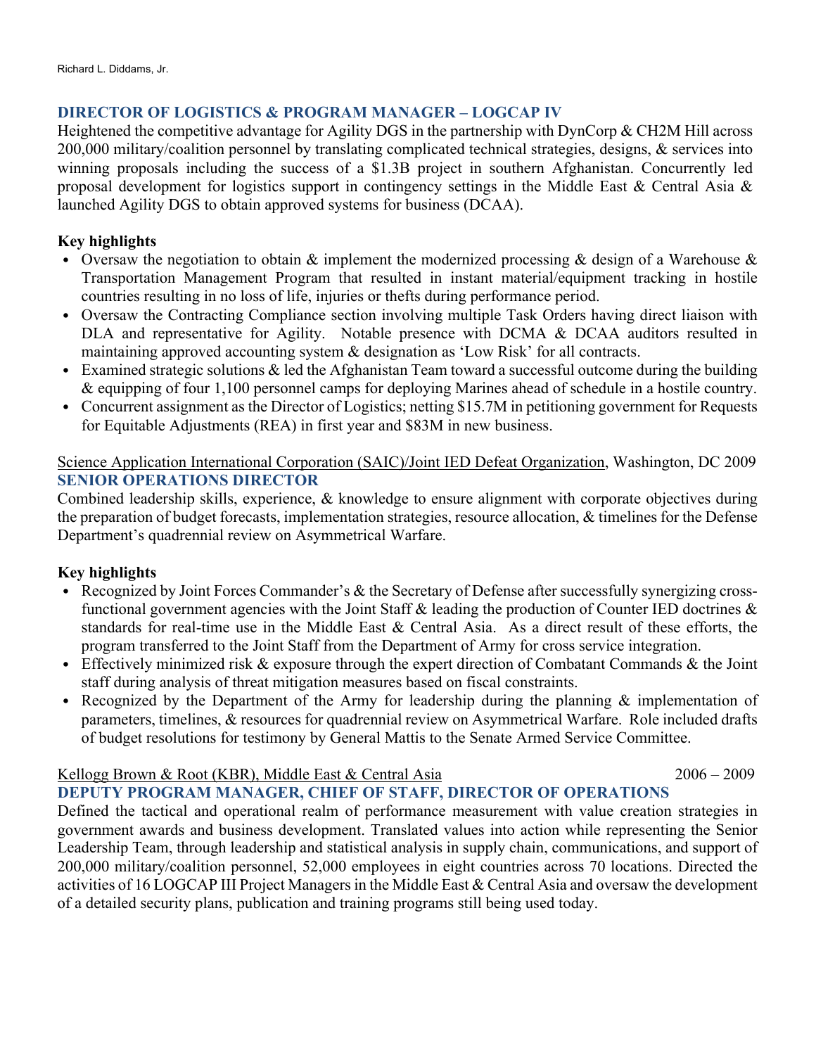### DIRECTOR OF LOGISTICS & PROGRAM MANAGER – LOGCAP IV

Heightened the competitive advantage for Agility DGS in the partnership with DynCorp & CH2M Hill across 200,000 military/coalition personnel by translating complicated technical strategies, designs, & services into winning proposals including the success of a $1.3B project in southern Afghanistan. Concurrently led proposal development for logistics support in contingency settings in the Middle East & Central Asia & launched Agility DGS to obtain approved systems for business (DCAA).

**Key highlights**

- Oversaw the negotiation to obtain & implement the modernized processing & design of a Warehouse & Transportation Management Program that resulted in instant material/equipment tracking in hostile countries resulting in no loss of life, injuries or thefts during performance period.
- Oversaw the Contracting Compliance section involving multiple Task Orders having direct liaison with DLA and representative for Agility. Notable presence with DCMA & DCAA auditors resulted in maintaining approved accounting system & designation as 'Low Risk' for all contracts.
- Examined strategic solutions & led the Afghanistan Team toward a successful outcome during the building & equipping of four 1,100 personnel camps for deploying Marines ahead of schedule in a hostile country.
- Concurrent assignment as the Director of Logistics; netting $15.7M in petitioning government for Requests for Equitable Adjustments (REA) in first year and $83M in new business.

<u>Science Application International Corporation (SAIC)/Joint IED Defeat Organization</u>, Washington, DC 2009

### SENIOR OPERATIONS DIRECTOR

Combined leadership skills, experience, & knowledge to ensure alignment with corporate objectives during the preparation of budget forecasts, implementation strategies, resource allocation, & timelines for the Defense Department's quadrennial review on Asymmetrical Warfare.

**Key highlights**

- Recognized by Joint Forces Commander's & the Secretary of Defense after successfully synergizing cross-functional government agencies with the Joint Staff & leading the production of Counter IED doctrines & standards for real-time use in the Middle East & Central Asia. As a direct result of these efforts, the program transferred to the Joint Staff from the Department of Army for cross service integration.
- Effectively minimized risk & exposure through the expert direction of Combatant Commands & the Joint staff during analysis of threat mitigation measures based on fiscal constraints.
- Recognized by the Department of the Army for leadership during the planning & implementation of parameters, timelines, & resources for quadrennial review on Asymmetrical Warfare. Role included drafts of budget resolutions for testimony by General Mattis to the Senate Armed Service Committee.

<u>Kellogg Brown & Root (KBR), Middle East & Central Asia</u> 2006 – 2009

### DEPUTY PROGRAM MANAGER, CHIEF OF STAFF, DIRECTOR OF OPERATIONS

Defined the tactical and operational realm of performance measurement with value creation strategies in government awards and business development. Translated values into action while representing the Senior Leadership Team, through leadership and statistical analysis in supply chain, communications, and support of 200,000 military/coalition personnel, 52,000 employees in eight countries across 70 locations. Directed the activities of 16 LOGCAP III Project Managers in the Middle East & Central Asia and oversaw the development of a detailed security plans, publication and training programs still being used today.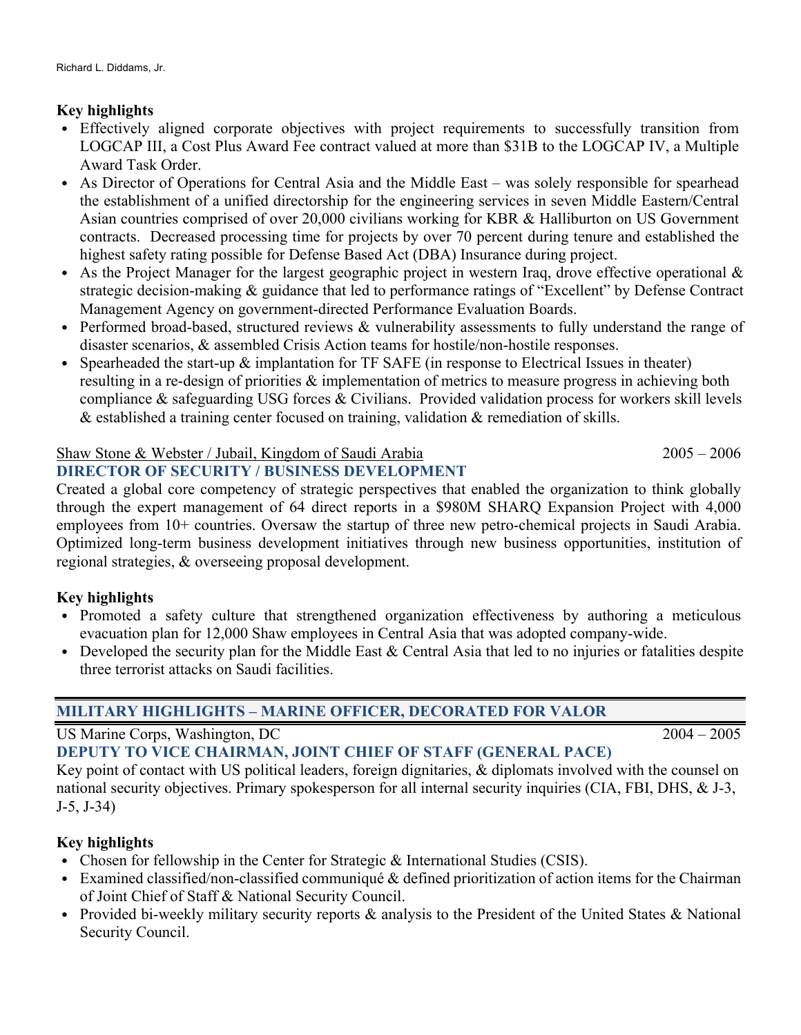**Key highlights**

- Effectively aligned corporate objectives with project requirements to successfully transition from LOGCAP III, a Cost Plus Award Fee contract valued at more than $31B to the LOGCAP IV, a Multiple Award Task Order.
- As Director of Operations for Central Asia and the Middle East – was solely responsible for spearhead the establishment of a unified directorship for the engineering services in seven Middle Eastern/Central Asian countries comprised of over 20,000 civilians working for KBR & Halliburton on US Government contracts. Decreased processing time for projects by over 70 percent during tenure and established the highest safety rating possible for Defense Based Act (DBA) Insurance during project.
- As the Project Manager for the largest geographic project in western Iraq, drove effective operational & strategic decision-making & guidance that led to performance ratings of "Excellent" by Defense Contract Management Agency on government-directed Performance Evaluation Boards.
- Performed broad-based, structured reviews & vulnerability assessments to fully understand the range of disaster scenarios, & assembled Crisis Action teams for hostile/non-hostile responses.
- Spearheaded the start-up & implantation for TF SAFE (in response to Electrical Issues in theater) resulting in a re-design of priorities & implementation of metrics to measure progress in achieving both compliance & safeguarding USG forces & Civilians. Provided validation process for workers skill levels & established a training center focused on training, validation & remediation of skills.

Shaw Stone & Webster / Jubail, Kingdom of Saudi Arabia 2005 – 2006

### DIRECTOR OF SECURITY / BUSINESS DEVELOPMENT

Created a global core competency of strategic perspectives that enabled the organization to think globally through the expert management of 64 direct reports in a $980M SHARQ Expansion Project with 4,000 employees from 10+ countries. Oversaw the startup of three new petro-chemical projects in Saudi Arabia. Optimized long-term business development initiatives through new business opportunities, institution of regional strategies, & overseeing proposal development.

**Key highlights**

- Promoted a safety culture that strengthened organization effectiveness by authoring a meticulous evacuation plan for 12,000 Shaw employees in Central Asia that was adopted company-wide.
- Developed the security plan for the Middle East & Central Asia that led to no injuries or fatalities despite three terrorist attacks on Saudi facilities.

## MILITARY HIGHLIGHTS – MARINE OFFICER, DECORATED FOR VALOR

US Marine Corps, Washington, DC 2004 – 2005

### DEPUTY TO VICE CHAIRMAN, JOINT CHIEF OF STAFF (GENERAL PACE)

Key point of contact with US political leaders, foreign dignitaries, & diplomats involved with the counsel on national security objectives. Primary spokesperson for all internal security inquiries (CIA, FBI, DHS, & J-3, J-5, J-34)

**Key highlights**

- Chosen for fellowship in the Center for Strategic & International Studies (CSIS).
- Examined classified/non-classified communiqué & defined prioritization of action items for the Chairman of Joint Chief of Staff & National Security Council.
- Provided bi-weekly military security reports & analysis to the President of the United States & National Security Council.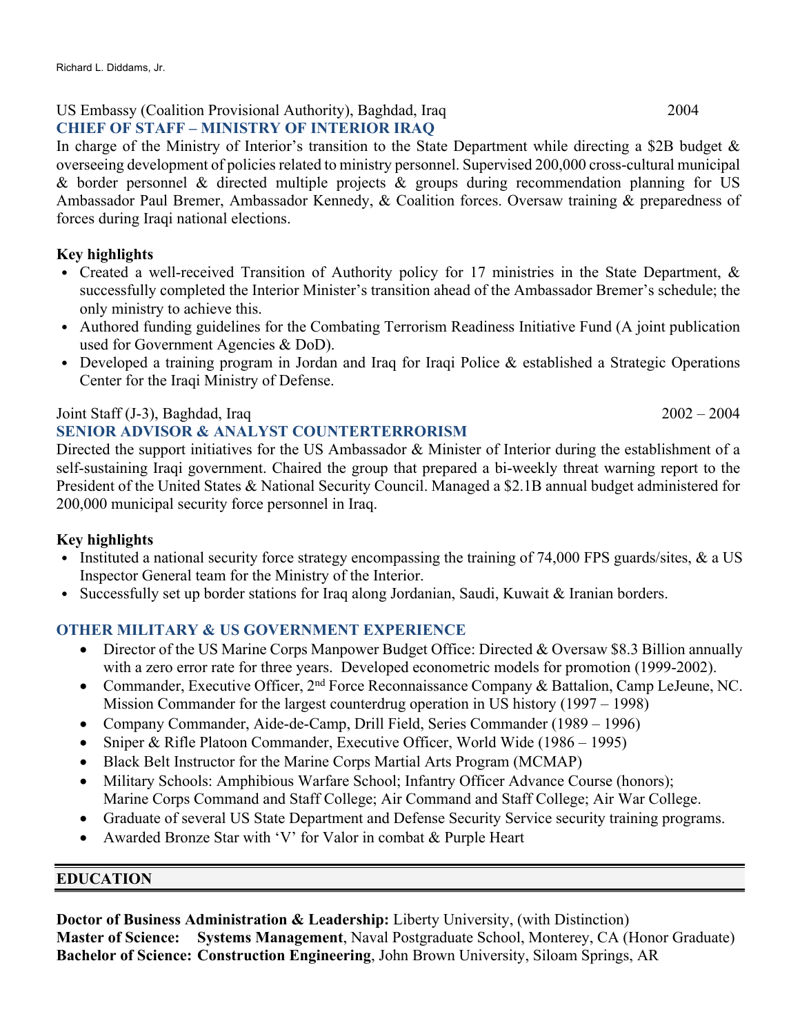US Embassy (Coalition Provisional Authority), Baghdad, Iraq 2004

### CHIEF OF STAFF – MINISTRY OF INTERIOR IRAQ

In charge of the Ministry of Interior's transition to the State Department while directing a $2B budget & overseeing development of policies related to ministry personnel. Supervised 200,000 cross-cultural municipal & border personnel & directed multiple projects & groups during recommendation planning for US Ambassador Paul Bremer, Ambassador Kennedy, & Coalition forces. Oversaw training & preparedness of forces during Iraqi national elections.

**Key highlights**

- Created a well-received Transition of Authority policy for 17 ministries in the State Department, & successfully completed the Interior Minister's transition ahead of the Ambassador Bremer's schedule; the only ministry to achieve this.
- Authored funding guidelines for the Combating Terrorism Readiness Initiative Fund (A joint publication used for Government Agencies & DoD).
- Developed a training program in Jordan and Iraq for Iraqi Police & established a Strategic Operations Center for the Iraqi Ministry of Defense.

Joint Staff (J-3), Baghdad, Iraq 2002 – 2004

### SENIOR ADVISOR & ANALYST COUNTERTERRORISM

Directed the support initiatives for the US Ambassador & Minister of Interior during the establishment of a self-sustaining Iraqi government. Chaired the group that prepared a bi-weekly threat warning report to the President of the United States & National Security Council. Managed a $2.1B annual budget administered for 200,000 municipal security force personnel in Iraq.

**Key highlights**

- Instituted a national security force strategy encompassing the training of 74,000 FPS guards/sites, & a US Inspector General team for the Ministry of the Interior.
- Successfully set up border stations for Iraq along Jordanian, Saudi, Kuwait & Iranian borders.

### OTHER MILITARY & US GOVERNMENT EXPERIENCE

- Director of the US Marine Corps Manpower Budget Office: Directed & Oversaw $8.3 Billion annually with a zero error rate for three years. Developed econometric models for promotion (1999-2002).
- Commander, Executive Officer, 2nd Force Reconnaissance Company & Battalion, Camp LeJeune, NC. Mission Commander for the largest counterdrug operation in US history (1997 – 1998)
- Company Commander, Aide-de-Camp, Drill Field, Series Commander (1989 – 1996)
- Sniper & Rifle Platoon Commander, Executive Officer, World Wide (1986 – 1995)
- Black Belt Instructor for the Marine Corps Martial Arts Program (MCMAP)
- Military Schools: Amphibious Warfare School; Infantry Officer Advance Course (honors); Marine Corps Command and Staff College; Air Command and Staff College; Air War College.
- Graduate of several US State Department and Defense Security Service security training programs.
- Awarded Bronze Star with 'V' for Valor in combat & Purple Heart

## EDUCATION

**Doctor of Business Administration & Leadership:** Liberty University, (with Distinction)
**Master of Science: Systems Management**, Naval Postgraduate School, Monterey, CA (Honor Graduate)
**Bachelor of Science: Construction Engineering**, John Brown University, Siloam Springs, AR